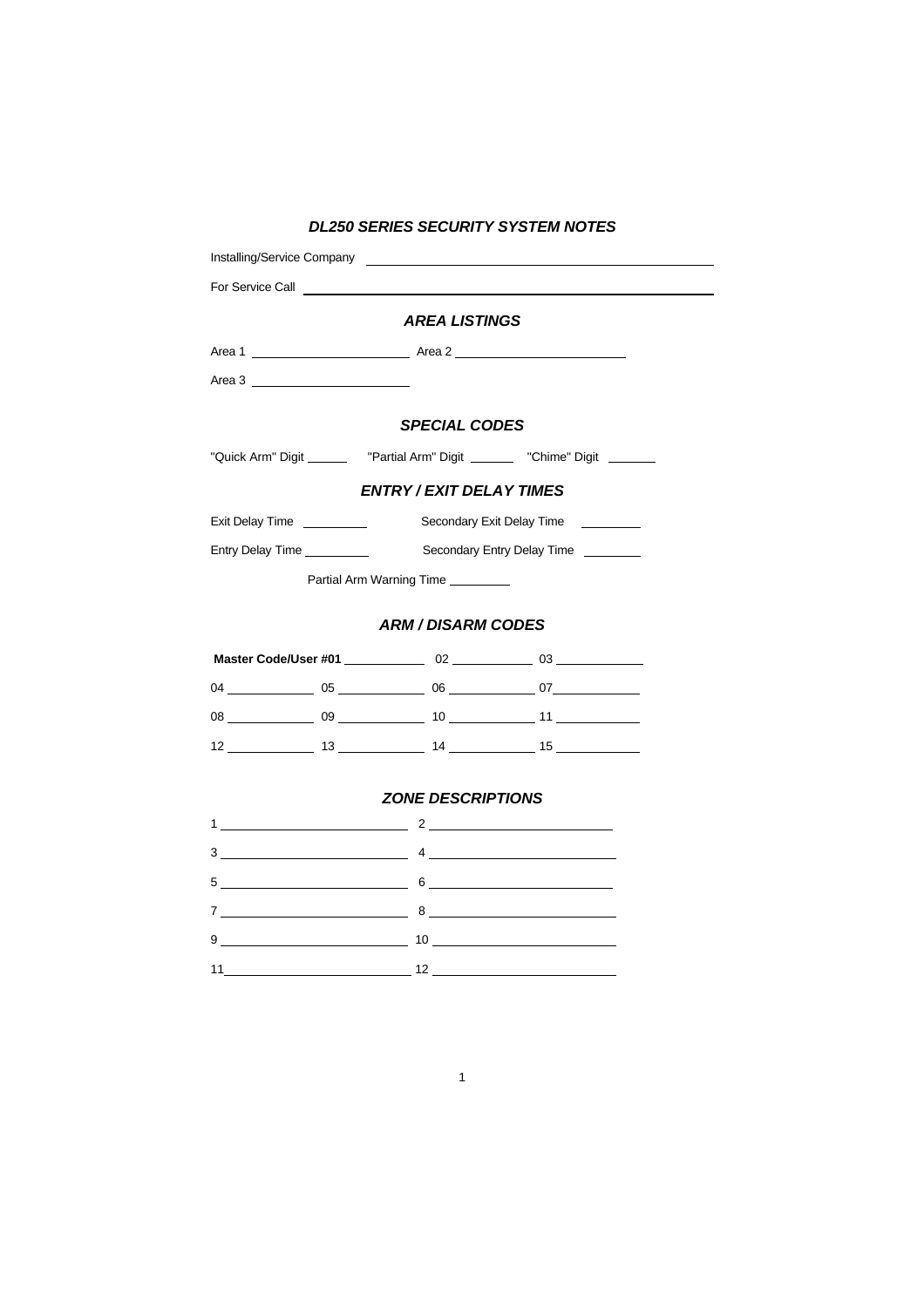# *DL250 SERIES SECURITY SYSTEM NOTES*

Installing/Service Company \_\_\_\_\_\_\_\_\_\_\_\_\_\_\_\_\_\_\_\_\_\_\_\_\_\_\_\_\_\_\_\_\_\_\_\_\_\_\_\_

For Service Call \_\_\_\_\_\_\_\_\_\_\_\_\_\_\_\_\_\_\_\_\_\_\_\_\_\_\_\_\_\_\_\_\_\_\_\_\_\_\_\_\_\_\_\_\_\_

## *AREA LISTINGS*

Area 1 \_\_\_\_\_\_\_\_\_\_\_\_\_\_\_\_\_\_\_\_ Area 2 \_\_\_\_\_\_\_\_\_\_\_\_\_\_\_\_\_\_\_\_

Area 3 \_\_\_\_\_\_\_\_\_\_\_\_\_\_\_\_\_\_\_\_

## *SPECIAL CODES*

"Quick Arm" Digit \_\_\_\_\_\_ "Partial Arm" Digit \_\_\_\_\_\_ "Chime" Digit \_\_\_\_\_\_

## *ENTRY / EXIT DELAY TIMES*

Exit Delay Time \_\_\_\_\_\_\_\_ Secondary Exit Delay Time \_\_\_\_\_\_\_\_

Entry Delay Time \_\_\_\_\_\_\_\_ Secondary Entry Delay Time \_\_\_\_\_\_\_\_

Partial Arm Warning Time \_\_\_\_\_\_\_\_

## *ARM / DISARM CODES*

**Master Code/User #01** \_\_\_\_\_\_\_\_\_\_ 02 \_\_\_\_\_\_\_\_\_\_ 03 \_\_\_\_\_\_\_\_\_\_

04 \_\_\_\_\_\_\_\_\_\_ 05 \_\_\_\_\_\_\_\_\_\_ 06 \_\_\_\_\_\_\_\_\_\_ 07 \_\_\_\_\_\_\_\_\_\_

08 \_\_\_\_\_\_\_\_\_\_ 09 \_\_\_\_\_\_\_\_\_\_ 10 \_\_\_\_\_\_\_\_\_\_ 11 \_\_\_\_\_\_\_\_\_\_

12 \_\_\_\_\_\_\_\_\_\_ 13 \_\_\_\_\_\_\_\_\_\_ 14 \_\_\_\_\_\_\_\_\_\_ 15 \_\_\_\_\_\_\_\_\_\_

## *ZONE DESCRIPTIONS*

1 \_\_\_\_\_\_\_\_\_\_\_\_\_\_\_\_\_\_\_\_ 2 \_\_\_\_\_\_\_\_\_\_\_\_\_\_\_\_\_\_\_\_

3 \_\_\_\_\_\_\_\_\_\_\_\_\_\_\_\_\_\_\_\_ 4 \_\_\_\_\_\_\_\_\_\_\_\_\_\_\_\_\_\_\_\_

5 \_\_\_\_\_\_\_\_\_\_\_\_\_\_\_\_\_\_\_\_ 6 \_\_\_\_\_\_\_\_\_\_\_\_\_\_\_\_\_\_\_\_

7 \_\_\_\_\_\_\_\_\_\_\_\_\_\_\_\_\_\_\_\_ 8 \_\_\_\_\_\_\_\_\_\_\_\_\_\_\_\_\_\_\_\_

9 \_\_\_\_\_\_\_\_\_\_\_\_\_\_\_\_\_\_\_\_ 10 \_\_\_\_\_\_\_\_\_\_\_\_\_\_\_\_\_\_\_\_

11 \_\_\_\_\_\_\_\_\_\_\_\_\_\_\_\_\_\_\_\_ 12 \_\_\_\_\_\_\_\_\_\_\_\_\_\_\_\_\_\_\_\_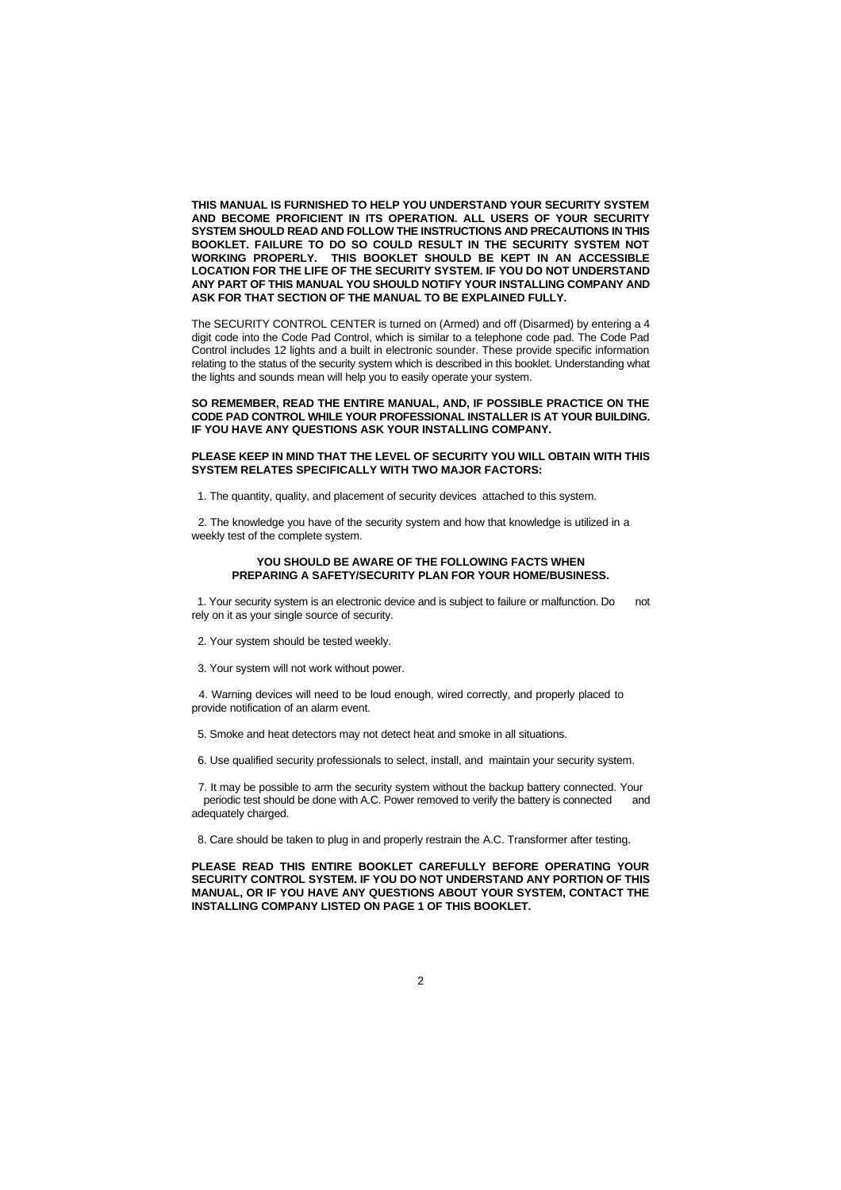**THIS MANUAL IS FURNISHED TO HELP YOU UNDERSTAND YOUR SECURITY SYSTEM AND BECOME PROFICIENT IN ITS OPERATION. ALL USERS OF YOUR SECURITY SYSTEM SHOULD READ AND FOLLOW THE INSTRUCTIONS AND PRECAUTIONS IN THIS BOOKLET. FAILURE TO DO SO COULD RESULT IN THE SECURITY SYSTEM NOT WORKING PROPERLY. THIS BOOKLET SHOULD BE KEPT IN AN ACCESSIBLE LOCATION FOR THE LIFE OF THE SECURITY SYSTEM. IF YOU DO NOT UNDERSTAND ANY PART OF THIS MANUAL YOU SHOULD NOTIFY YOUR INSTALLING COMPANY AND ASK FOR THAT SECTION OF THE MANUAL TO BE EXPLAINED FULLY.**

The SECURITY CONTROL CENTER is turned on (Armed) and off (Disarmed) by entering a 4 digit code into the Code Pad Control, which is similar to a telephone code pad. The Code Pad Control includes 12 lights and a built in electronic sounder. These provide specific information relating to the status of the security system which is described in this booklet. Understanding what the lights and sounds mean will help you to easily operate your system.

**SO REMEMBER, READ THE ENTIRE MANUAL, AND, IF POSSIBLE PRACTICE ON THE CODE PAD CONTROL WHILE YOUR PROFESSIONAL INSTALLER IS AT YOUR BUILDING. IF YOU HAVE ANY QUESTIONS ASK YOUR INSTALLING COMPANY.**

**PLEASE KEEP IN MIND THAT THE LEVEL OF SECURITY YOU WILL OBTAIN WITH THIS SYSTEM RELATES SPECIFICALLY WITH TWO MAJOR FACTORS:**

1. The quantity, quality, and placement of security devices attached to this system.

2. The knowledge you have of the security system and how that knowledge is utilized in a weekly test of the complete system.

**YOU SHOULD BE AWARE OF THE FOLLOWING FACTS WHEN PREPARING A SAFETY/SECURITY PLAN FOR YOUR HOME/BUSINESS.**

1. Your security system is an electronic device and is subject to failure or malfunction. Do not rely on it as your single source of security.

2. Your system should be tested weekly.

3. Your system will not work without power.

4. Warning devices will need to be loud enough, wired correctly, and properly placed to provide notification of an alarm event.

5. Smoke and heat detectors may not detect heat and smoke in all situations.

6. Use qualified security professionals to select, install, and maintain your security system.

7. It may be possible to arm the security system without the backup battery connected. Your periodic test should be done with A.C. Power removed to verify the battery is connected and adequately charged.

8. Care should be taken to plug in and properly restrain the A.C. Transformer after testing.

**PLEASE READ THIS ENTIRE BOOKLET CAREFULLY BEFORE OPERATING YOUR SECURITY CONTROL SYSTEM. IF YOU DO NOT UNDERSTAND ANY PORTION OF THIS MANUAL, OR IF YOU HAVE ANY QUESTIONS ABOUT YOUR SYSTEM, CONTACT THE INSTALLING COMPANY LISTED ON PAGE 1 OF THIS BOOKLET.**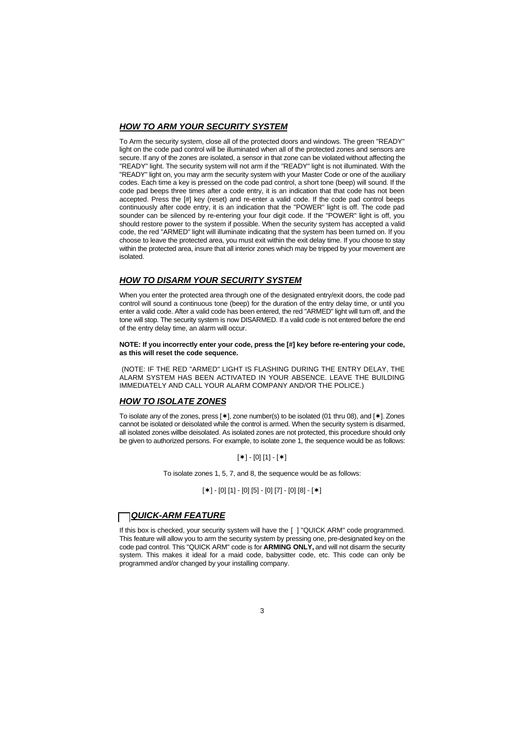## ***HOW TO ARM YOUR SECURITY SYSTEM***

To Arm the security system, close all of the protected doors and windows. The green "READY" light on the code pad control will be illuminated when all of the protected zones and sensors are secure. If any of the zones are isolated, a sensor in that zone can be violated without affecting the "READY" light. The security system will not arm if the "READY" light is not illuminated. With the "READY" light on, you may arm the security system with your Master Code or one of the auxiliary codes. Each time a key is pressed on the code pad control, a short tone (beep) will sound. If the code pad beeps three times after a code entry, it is an indication that that code has not been accepted. Press the [#] key (reset) and re-enter a valid code. If the code pad control beeps continuously after code entry, it is an indication that the "POWER" light is off. The code pad sounder can be silenced by re-entering your four digit code. If the "POWER" light is off, you should restore power to the system if possible. When the security system has accepted a valid code, the red "ARMED" light will illuminate indicating that the system has been turned on. If you choose to leave the protected area, you must exit within the exit delay time. If you choose to stay within the protected area, insure that all interior zones which may be tripped by your movement are isolated.

## ***HOW TO DISARM YOUR SECURITY SYSTEM***

When you enter the protected area through one of the designated entry/exit doors, the code pad control will sound a continuous tone (beep) for the duration of the entry delay time, or until you enter a valid code. After a valid code has been entered, the red "ARMED" light will turn off, and the tone will stop. The security system is now DISARMED. If a valid code is not entered before the end of the entry delay time, an alarm will occur.

**NOTE: If you incorrectly enter your code, press the [#] key before re-entering your code, as this will reset the code sequence.**

(NOTE: IF THE RED "ARMED" LIGHT IS FLASHING DURING THE ENTRY DELAY, THE ALARM SYSTEM HAS BEEN ACTIVATED IN YOUR ABSENCE. LEAVE THE BUILDING IMMEDIATELY AND CALL YOUR ALARM COMPANY AND/OR THE POLICE.)

## ***HOW TO ISOLATE ZONES***

To isolate any of the zones, press [✱], zone number(s) to be isolated (01 thru 08), and [✱]. Zones cannot be isolated or deisolated while the control is armed. When the security system is disarmed, all isolated zones willbe deisolated. As isolated zones are not protected, this procedure should only be given to authorized persons. For example, to isolate zone 1, the sequence would be as follows:

[✱] - [0] [1] - [✱]

To isolate zones 1, 5, 7, and 8, the sequence would be as follows:

[✱] - [0] [1] - [0] [5] - [0] [7] - [0] [8] - [✱]

## ☐ ***QUICK-ARM FEATURE***

If this box is checked, your security system will have the [ ] "QUICK ARM" code programmed. This feature will allow you to arm the security system by pressing one, pre-designated key on the code pad control. This "QUICK ARM" code is for **ARMING ONLY,** and will not disarm the security system. This makes it ideal for a maid code, babysitter code, etc. This code can only be programmed and/or changed by your installing company.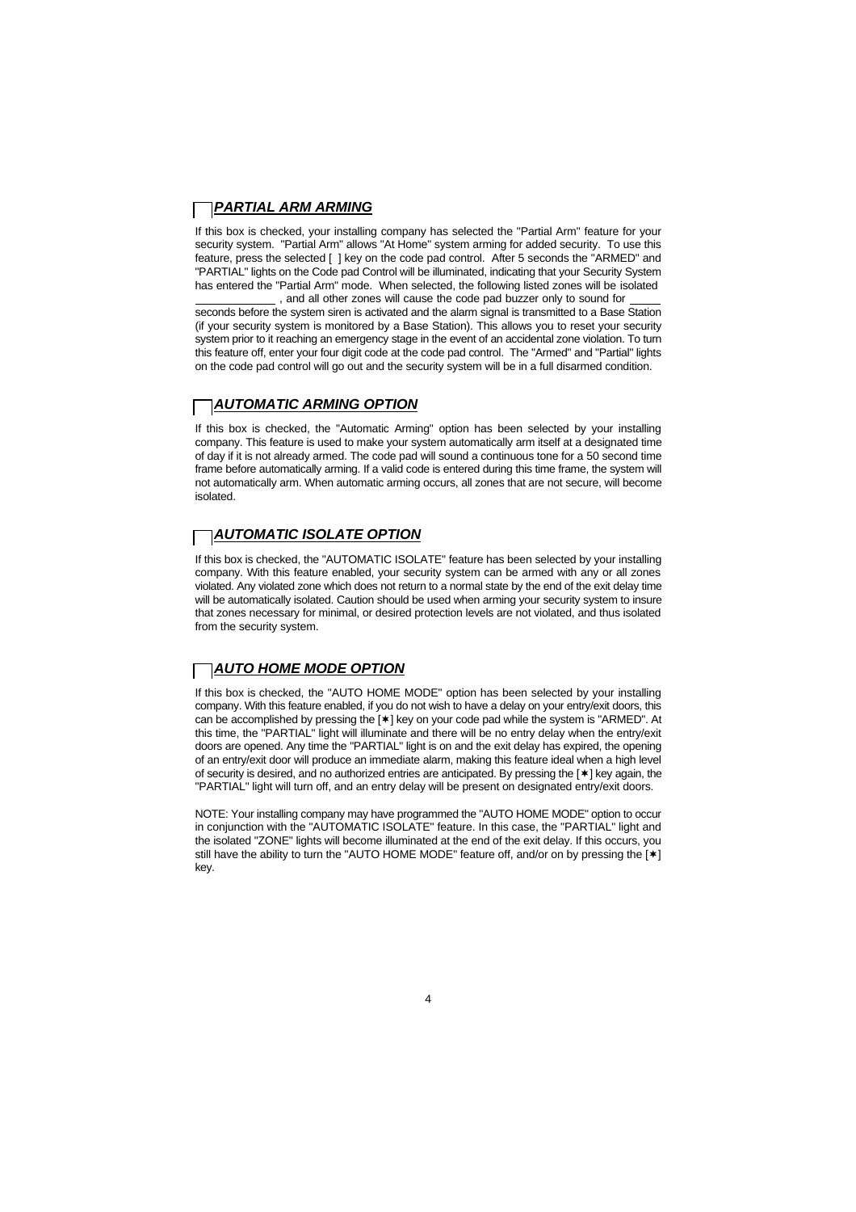## ☐ ***PARTIAL ARM ARMING***

If this box is checked, your installing company has selected the "Partial Arm" feature for your security system. "Partial Arm" allows "At Home" system arming for added security. To use this feature, press the selected [ ] key on the code pad control. After 5 seconds the "ARMED" and "PARTIAL" lights on the Code pad Control will be illuminated, indicating that your Security System has entered the "Partial Arm" mode. When selected, the following listed zones will be isolated ____________ , and all other zones will cause the code pad buzzer only to sound for _____ seconds before the system siren is activated and the alarm signal is transmitted to a Base Station (if your security system is monitored by a Base Station). This allows you to reset your security system prior to it reaching an emergency stage in the event of an accidental zone violation. To turn this feature off, enter your four digit code at the code pad control. The "Armed" and "Partial" lights on the code pad control will go out and the security system will be in a full disarmed condition.

## ☐ ***AUTOMATIC ARMING OPTION***

If this box is checked, the "Automatic Arming" option has been selected by your installing company. This feature is used to make your system automatically arm itself at a designated time of day if it is not already armed. The code pad will sound a continuous tone for a 50 second time frame before automatically arming. If a valid code is entered during this time frame, the system will not automatically arm. When automatic arming occurs, all zones that are not secure, will become isolated.

## ☐ ***AUTOMATIC ISOLATE OPTION***

If this box is checked, the "AUTOMATIC ISOLATE" feature has been selected by your installing company. With this feature enabled, your security system can be armed with any or all zones violated. Any violated zone which does not return to a normal state by the end of the exit delay time will be automatically isolated. Caution should be used when arming your security system to insure that zones necessary for minimal, or desired protection levels are not violated, and thus isolated from the security system.

## ☐ ***AUTO HOME MODE OPTION***

If this box is checked, the "AUTO HOME MODE" option has been selected by your installing company. With this feature enabled, if you do not wish to have a delay on your entry/exit doors, this can be accomplished by pressing the [✱] key on your code pad while the system is "ARMED". At this time, the "PARTIAL" light will illuminate and there will be no entry delay when the entry/exit doors are opened. Any time the "PARTIAL" light is on and the exit delay has expired, the opening of an entry/exit door will produce an immediate alarm, making this feature ideal when a high level of security is desired, and no authorized entries are anticipated. By pressing the [✱] key again, the "PARTIAL" light will turn off, and an entry delay will be present on designated entry/exit doors.

NOTE: Your installing company may have programmed the "AUTO HOME MODE" option to occur in conjunction with the "AUTOMATIC ISOLATE" feature. In this case, the "PARTIAL" light and the isolated "ZONE" lights will become illuminated at the end of the exit delay. If this occurs, you still have the ability to turn the "AUTO HOME MODE" feature off, and/or on by pressing the [✱] key.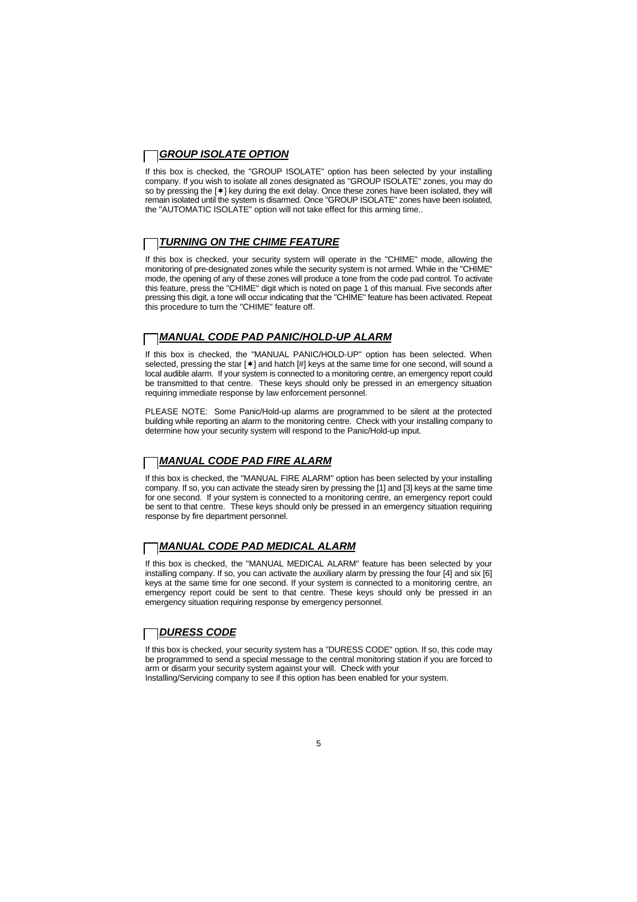## ☐ ***GROUP ISOLATE OPTION***

If this box is checked, the "GROUP ISOLATE" option has been selected by your installing company. If you wish to isolate all zones designated as "GROUP ISOLATE" zones, you may do so by pressing the [✱] key during the exit delay. Once these zones have been isolated, they will remain isolated until the system is disarmed. Once "GROUP ISOLATE" zones have been isolated, the "AUTOMATIC ISOLATE" option will not take effect for this arming time..

## ☐ ***TURNING ON THE CHIME FEATURE***

If this box is checked, your security system will operate in the "CHIME" mode, allowing the monitoring of pre-designated zones while the security system is not armed. While in the "CHIME" mode, the opening of any of these zones will produce a tone from the code pad control. To activate this feature, press the "CHIME" digit which is noted on page 1 of this manual. Five seconds after pressing this digit, a tone will occur indicating that the "CHIME" feature has been activated. Repeat this procedure to turn the "CHIME" feature off.

## ☐ ***MANUAL CODE PAD PANIC/HOLD-UP ALARM***

If this box is checked, the "MANUAL PANIC/HOLD-UP" option has been selected. When selected, pressing the star [✱] and hatch [#] keys at the same time for one second, will sound a local audible alarm. If your system is connected to a monitoring centre, an emergency report could be transmitted to that centre. These keys should only be pressed in an emergency situation requiring immediate response by law enforcement personnel.

PLEASE NOTE: Some Panic/Hold-up alarms are programmed to be silent at the protected building while reporting an alarm to the monitoring centre. Check with your installing company to determine how your security system will respond to the Panic/Hold-up input.

## ☐ ***MANUAL CODE PAD FIRE ALARM***

If this box is checked, the "MANUAL FIRE ALARM" option has been selected by your installing company. If so, you can activate the steady siren by pressing the [1] and [3] keys at the same time for one second. If your system is connected to a monitoring centre, an emergency report could be sent to that centre. These keys should only be pressed in an emergency situation requiring response by fire department personnel.

## ☐ ***MANUAL CODE PAD MEDICAL ALARM***

If this box is checked, the "MANUAL MEDICAL ALARM" feature has been selected by your installing company. If so, you can activate the auxiliary alarm by pressing the four [4] and six [6] keys at the same time for one second. If your system is connected to a monitoring centre, an emergency report could be sent to that centre. These keys should only be pressed in an emergency situation requiring response by emergency personnel.

## ☐ ***DURESS CODE***

If this box is checked, your security system has a "DURESS CODE" option. If so, this code may be programmed to send a special message to the central monitoring station if you are forced to arm or disarm your security system against your will. Check with your Installing/Servicing company to see if this option has been enabled for your system.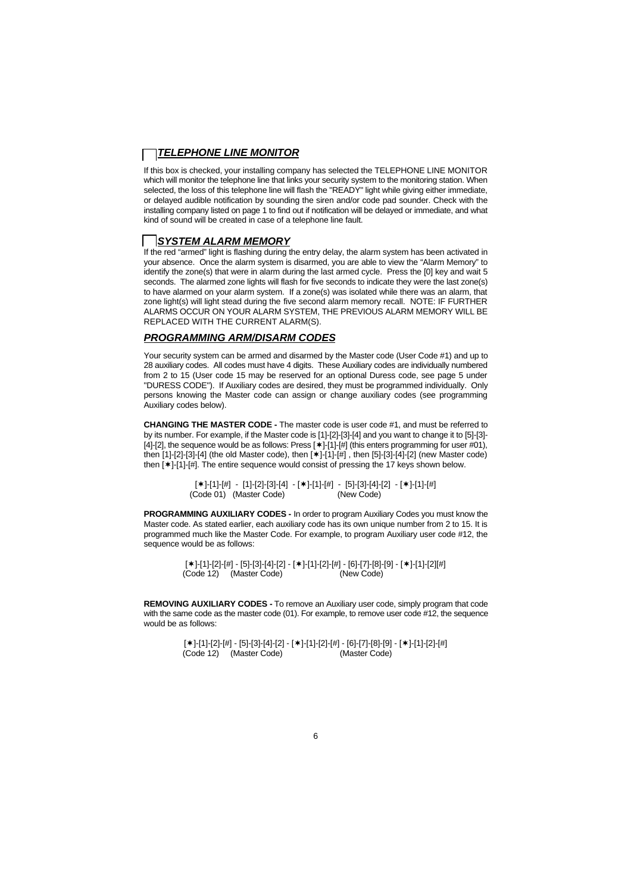## ☐ *TELEPHONE LINE MONITOR*

If this box is checked, your installing company has selected the TELEPHONE LINE MONITOR which will monitor the telephone line that links your security system to the monitoring station. When selected, the loss of this telephone line will flash the "READY" light while giving either immediate, or delayed audible notification by sounding the siren and/or code pad sounder. Check with the installing company listed on page 1 to find out if notification will be delayed or immediate, and what kind of sound will be created in case of a telephone line fault.

## ☐ *SYSTEM ALARM MEMORY*

If the red "armed" light is flashing during the entry delay, the alarm system has been activated in your absence. Once the alarm system is disarmed, you are able to view the "Alarm Memory" to identify the zone(s) that were in alarm during the last armed cycle. Press the [0] key and wait 5 seconds. The alarmed zone lights will flash for five seconds to indicate they were the last zone(s) to have alarmed on your alarm system. If a zone(s) was isolated while there was an alarm, that zone light(s) will light stead during the five second alarm memory recall. NOTE: IF FURTHER ALARMS OCCUR ON YOUR ALARM SYSTEM, THE PREVIOUS ALARM MEMORY WILL BE REPLACED WITH THE CURRENT ALARM(S).

## *PROGRAMMING ARM/DISARM CODES*

Your security system can be armed and disarmed by the Master code (User Code #1) and up to 28 auxiliary codes. All codes must have 4 digits. These Auxiliary codes are individually numbered from 2 to 15 (User code 15 may be reserved for an optional Duress code, see page 5 under "DURESS CODE"). If Auxiliary codes are desired, they must be programmed individually. Only persons knowing the Master code can assign or change auxiliary codes (see programming Auxiliary codes below).

**CHANGING THE MASTER CODE -** The master code is user code #1, and must be referred to by its number. For example, if the Master code is [1]-[2]-[3]-[4] and you want to change it to [5]-[3]-[4]-[2], the sequence would be as follows: Press [✱]-[1]-[#] (this enters programming for user #01), then [1]-[2]-[3]-[4] (the old Master code), then [✱]-[1]-[#] , then [5]-[3]-[4]-[2] (new Master code) then [✱]-[1]-[#]. The entire sequence would consist of pressing the 17 keys shown below.

```
[✱]-[1]-[#]  -  [1]-[2]-[3]-[4]  - [✱]-[1]-[#]  -  [5]-[3]-[4]-[2]  - [✱]-[1]-[#]
(Code 01)   (Master Code)                  (New Code)
```

**PROGRAMMING AUXILIARY CODES -** In order to program Auxiliary Codes you must know the Master code. As stated earlier, each auxiliary code has its own unique number from 2 to 15. It is programmed much like the Master Code. For example, to program Auxiliary user code #12, the sequence would be as follows:

```
[✱]-[1]-[2]-[#] - [5]-[3]-[4]-[2] - [✱]-[1]-[2]-[#] - [6]-[7]-[8]-[9] - [✱]-[1]-[2][#]
(Code 12)    (Master Code)                  (New Code)
```

**REMOVING AUXILIARY CODES -** To remove an Auxiliary user code, simply program that code with the same code as the master code (01). For example, to remove user code #12, the sequence would be as follows:

```
[✱]-[1]-[2]-[#] - [5]-[3]-[4]-[2] - [✱]-[1]-[2]-[#] - [6]-[7]-[8]-[9] - [✱]-[1]-[2]-[#]
(Code 12)    (Master Code)                  (Master Code)
```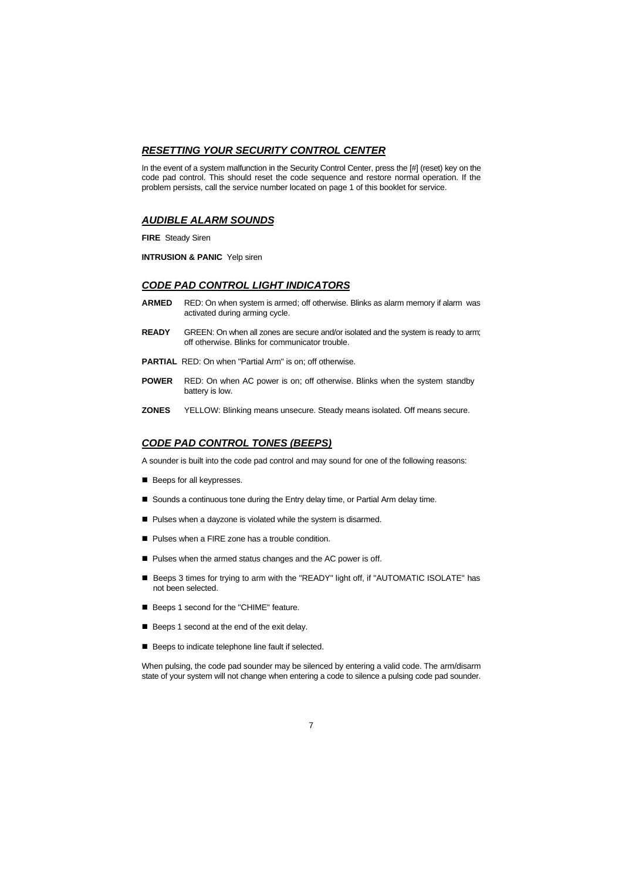## ***RESETTING YOUR SECURITY CONTROL CENTER***

In the event of a system malfunction in the Security Control Center, press the [#] (reset) key on the code pad control. This should reset the code sequence and restore normal operation. If the problem persists, call the service number located on page 1 of this booklet for service.

## ***AUDIBLE ALARM SOUNDS***

**FIRE** Steady Siren

**INTRUSION & PANIC** Yelp siren

## ***CODE PAD CONTROL LIGHT INDICATORS***

**ARMED** RED: On when system is armed; off otherwise. Blinks as alarm memory if alarm was activated during arming cycle.

**READY** GREEN: On when all zones are secure and/or isolated and the system is ready to arm; off otherwise. Blinks for communicator trouble.

**PARTIAL** RED: On when "Partial Arm" is on; off otherwise.

**POWER** RED: On when AC power is on; off otherwise. Blinks when the system standby battery is low.

**ZONES** YELLOW: Blinking means unsecure. Steady means isolated. Off means secure.

## ***CODE PAD CONTROL TONES (BEEPS)***

A sounder is built into the code pad control and may sound for one of the following reasons:

- Beeps for all keypresses.
- Sounds a continuous tone during the Entry delay time, or Partial Arm delay time.
- Pulses when a dayzone is violated while the system is disarmed.
- Pulses when a FIRE zone has a trouble condition.
- Pulses when the armed status changes and the AC power is off.
- Beeps 3 times for trying to arm with the "READY" light off, if "AUTOMATIC ISOLATE" has not been selected.
- Beeps 1 second for the "CHIME" feature.
- Beeps 1 second at the end of the exit delay.
- Beeps to indicate telephone line fault if selected.

When pulsing, the code pad sounder may be silenced by entering a valid code. The arm/disarm state of your system will not change when entering a code to silence a pulsing code pad sounder.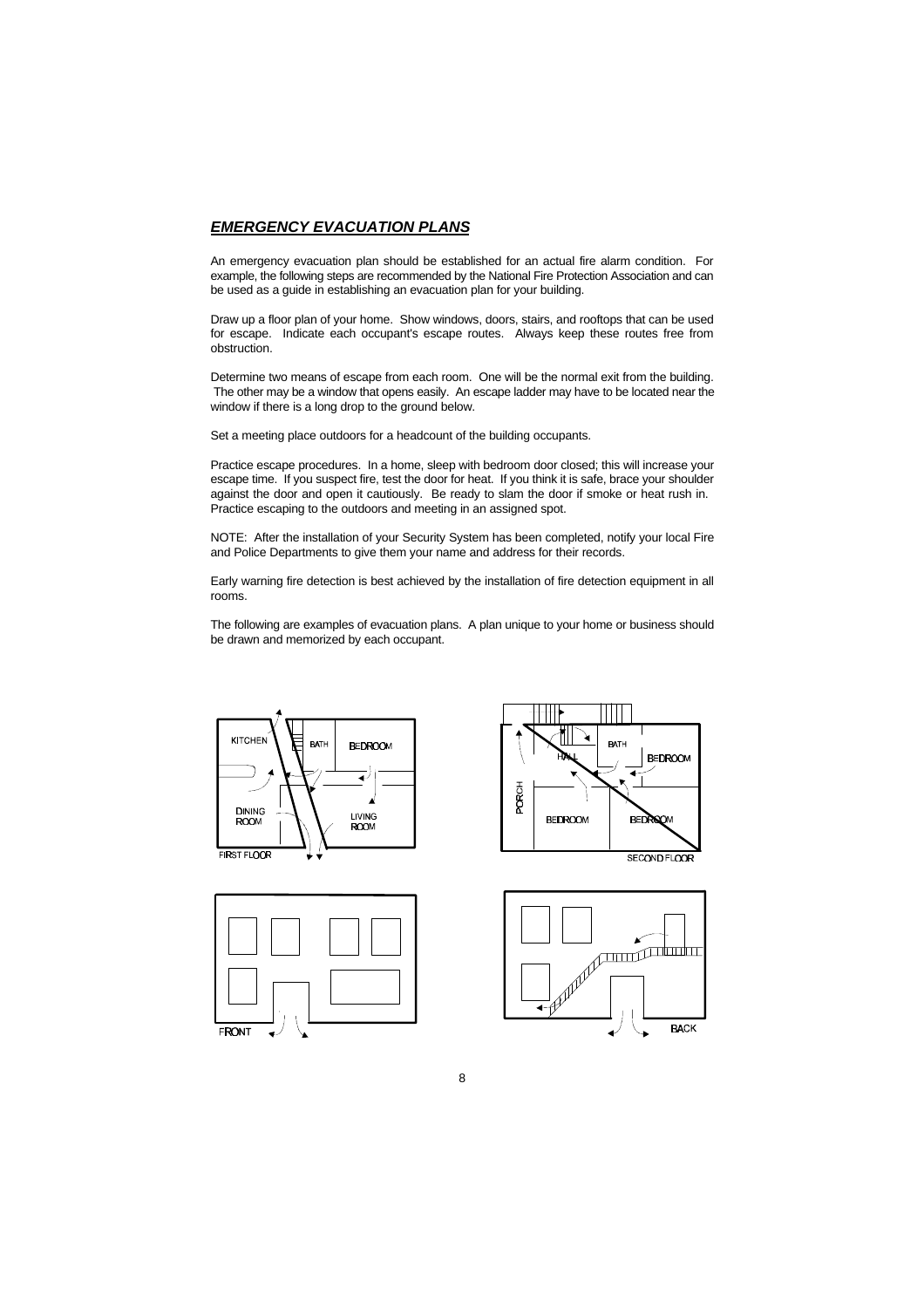## ***EMERGENCY EVACUATION PLANS***

An emergency evacuation plan should be established for an actual fire alarm condition. For example, the following steps are recommended by the National Fire Protection Association and can be used as a guide in establishing an evacuation plan for your building.

Draw up a floor plan of your home. Show windows, doors, stairs, and rooftops that can be used for escape. Indicate each occupant's escape routes. Always keep these routes free from obstruction.

Determine two means of escape from each room. One will be the normal exit from the building. The other may be a window that opens easily. An escape ladder may have to be located near the window if there is a long drop to the ground below.

Set a meeting place outdoors for a headcount of the building occupants.

Practice escape procedures. In a home, sleep with bedroom door closed; this will increase your escape time. If you suspect fire, test the door for heat. If you think it is safe, brace your shoulder against the door and open it cautiously. Be ready to slam the door if smoke or heat rush in. Practice escaping to the outdoors and meeting in an assigned spot.

NOTE: After the installation of your Security System has been completed, notify your local Fire and Police Departments to give them your name and address for their records.

Early warning fire detection is best achieved by the installation of fire detection equipment in all rooms.

The following are examples of evacuation plans. A plan unique to your home or business should be drawn and memorized by each occupant.

KITCHEN BATH BEDROOM DINING ROOM LIVING ROOM FIRST FLOOR

HALL BATH BEDROOM PORCH BEDROOM BEDROOM SECOND FLOOR

FRONT

BACK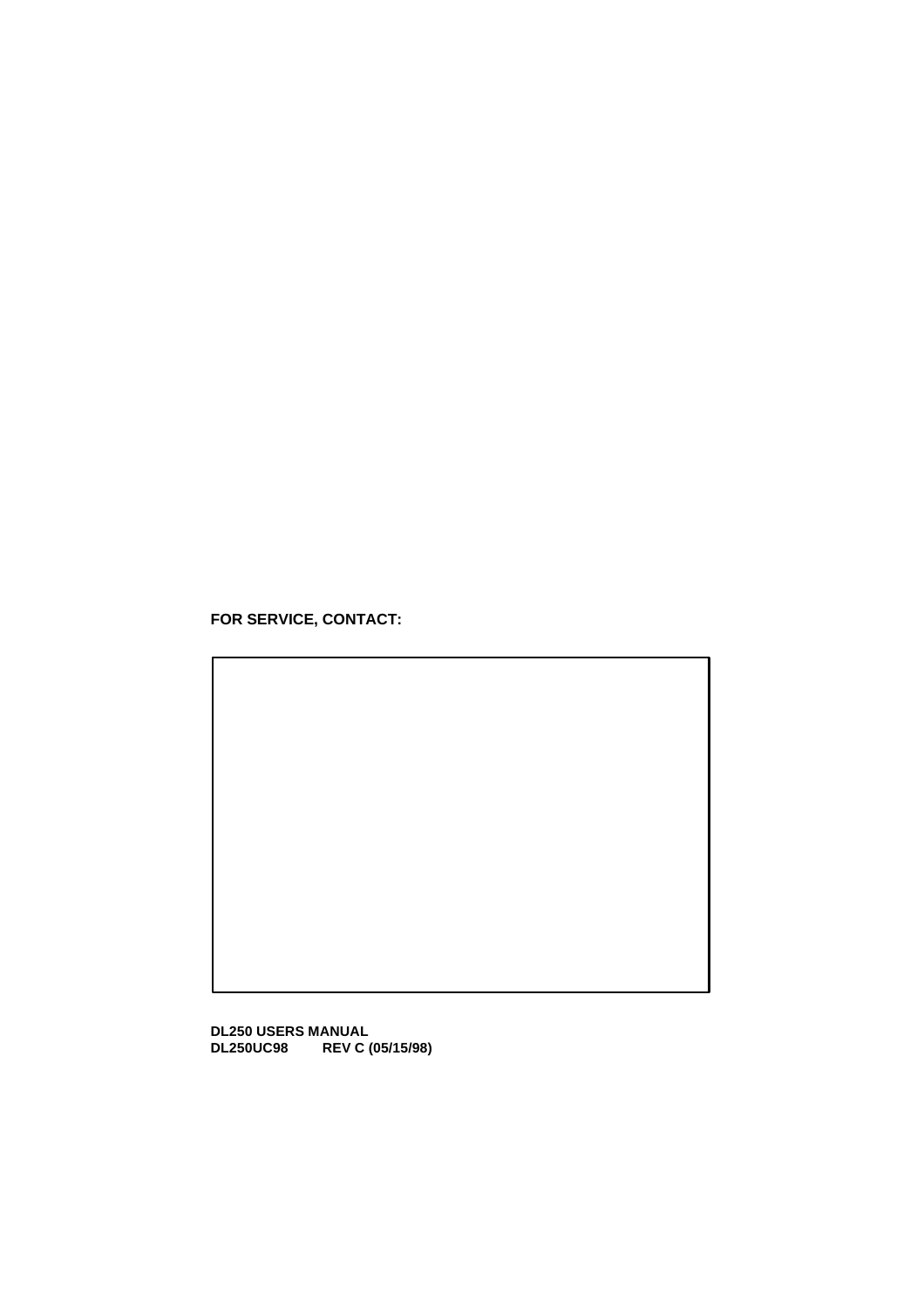**FOR SERVICE, CONTACT:**

**DL250 USERS MANUAL**
**DL250UC98 REV C (05/15/98)**